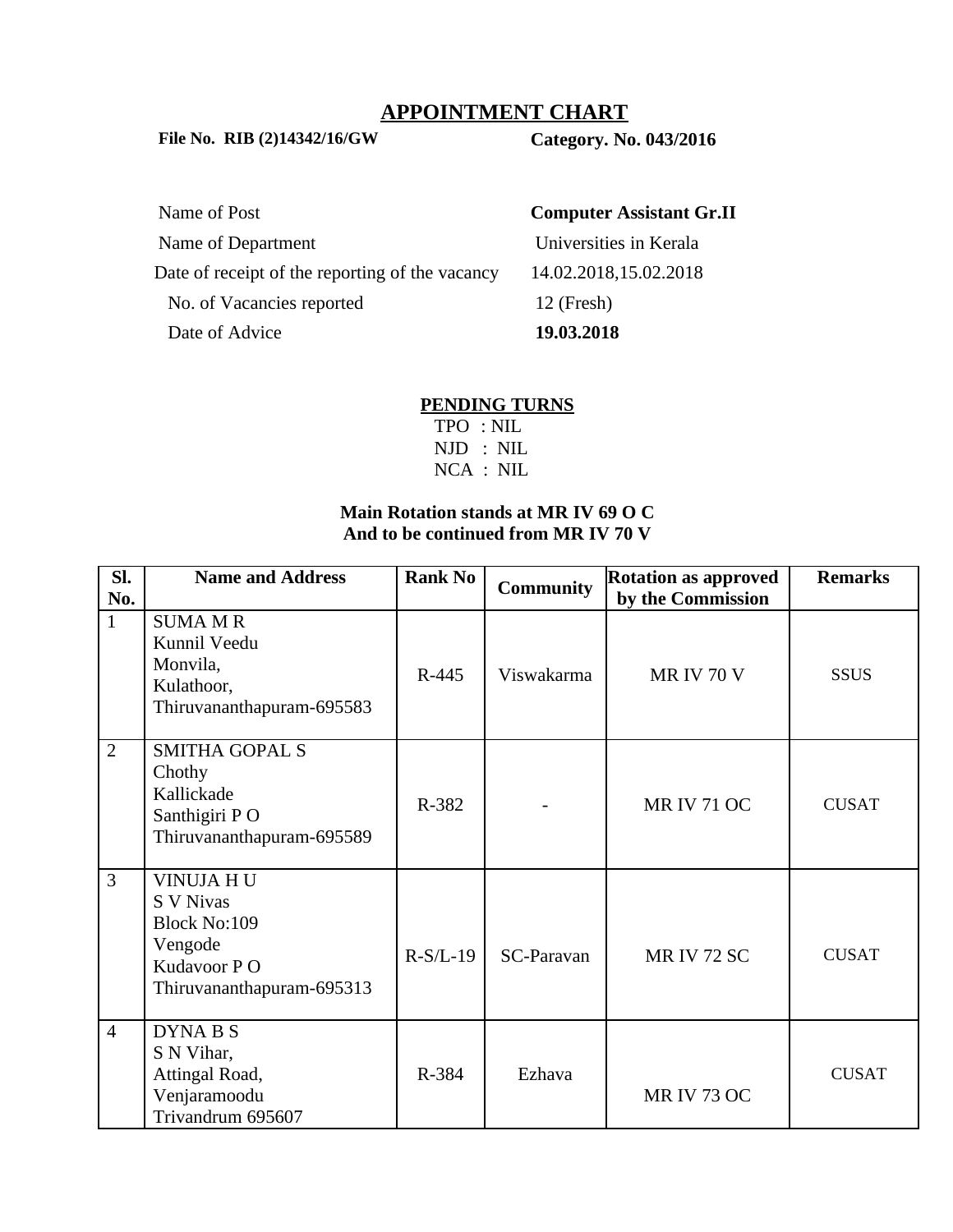# APPOINTMENT CHART

**File No. RIB (2)14342/16/GW** **Category. No. 043/2016**

| | |
|---|---|
| Name of Post | **Computer Assistant Gr.II** |
| Name of Department | Universities in Kerala |
| Date of receipt of the reporting of the vacancy | 14.02.2018,15.02.2018 |
| No. of Vacancies reported | 12 (Fresh) |
| Date of Advice | **19.03.2018** |

## PENDING TURNS

TPO : NIL
NJD : NIL
NCA : NIL

**Main Rotation stands at MR IV 69 O C**
**And to be continued from MR IV 70 V**

| Sl. No. | Name and Address | Rank No | Community | Rotation as approved by the Commission | Remarks |
|---|---|---|---|---|---|
| 1 | SUMA M R<br>Kunnil Veedu<br>Monvila,<br>Kulathoor,<br>Thiruvananthapuram-695583 | R-445 | Viswakarma | MR IV 70 V | SSUS |
| 2 | SMITHA GOPAL S<br>Chothy<br>Kallickade<br>Santhigiri P O<br>Thiruvananthapuram-695589 | R-382 | - | MR IV 71 OC | CUSAT |
| 3 | VINUJA H U<br>S V Nivas<br>Block No:109<br>Vengode<br>Kudavoor P O<br>Thiruvananthapuram-695313 | R-S/L-19 | SC-Paravan | MR IV 72 SC | CUSAT |
| 4 | DYNA B S<br>S N Vihar,<br>Attingal Road,<br>Venjaramoodu<br>Trivandrum 695607 | R-384 | Ezhava | MR IV 73 OC | CUSAT |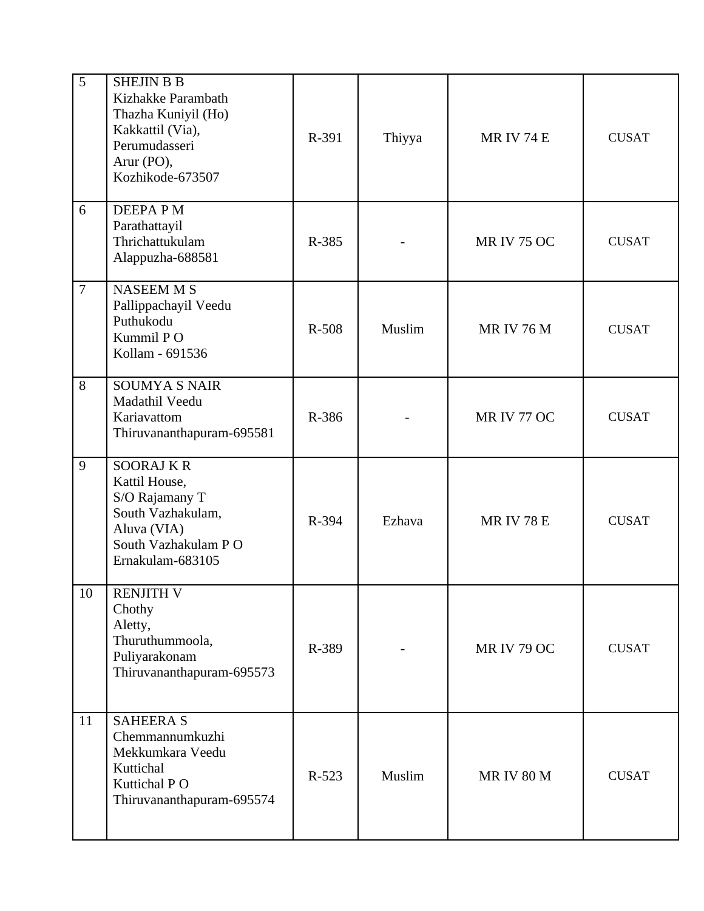| 5 | SHEJIN B B<br>Kizhakke Parambath<br>Thazha Kuniyil (Ho)<br>Kakkattil (Via),<br>Perumudasseri<br>Arur (PO),<br>Kozhikode-673507 | R-391 | Thiyya | MR IV 74 E | CUSAT |
|---|---|---|---|---|---|
| 6 | DEEPA P M<br>Parathattayil<br>Thrichattukulam<br>Alappuzha-688581 | R-385 | - | MR IV 75 OC | CUSAT |
| 7 | NASEEM M S<br>Pallippachayil Veedu<br>Puthukodu<br>Kummil P O<br>Kollam - 691536 | R-508 | Muslim | MR IV 76 M | CUSAT |
| 8 | SOUMYA S NAIR<br>Madathil Veedu<br>Kariavattom<br>Thiruvananthapuram-695581 | R-386 | - | MR IV 77 OC | CUSAT |
| 9 | SOORAJ K R<br>Kattil House,<br>S/O Rajamany T<br>South Vazhakulam,<br>Aluva (VIA)<br>South Vazhakulam P O<br>Ernakulam-683105 | R-394 | Ezhava | MR IV 78 E | CUSAT |
| 10 | RENJITH V<br>Chothy<br>Aletty,<br>Thuruthummoola,<br>Puliyarakonam<br>Thiruvananthapuram-695573 | R-389 | - | MR IV 79 OC | CUSAT |
| 11 | SAHEERA S<br>Chemmannumkuzhi<br>Mekkumkara Veedu<br>Kuttichal<br>Kuttichal P O<br>Thiruvananthapuram-695574 | R-523 | Muslim | MR IV 80 M | CUSAT |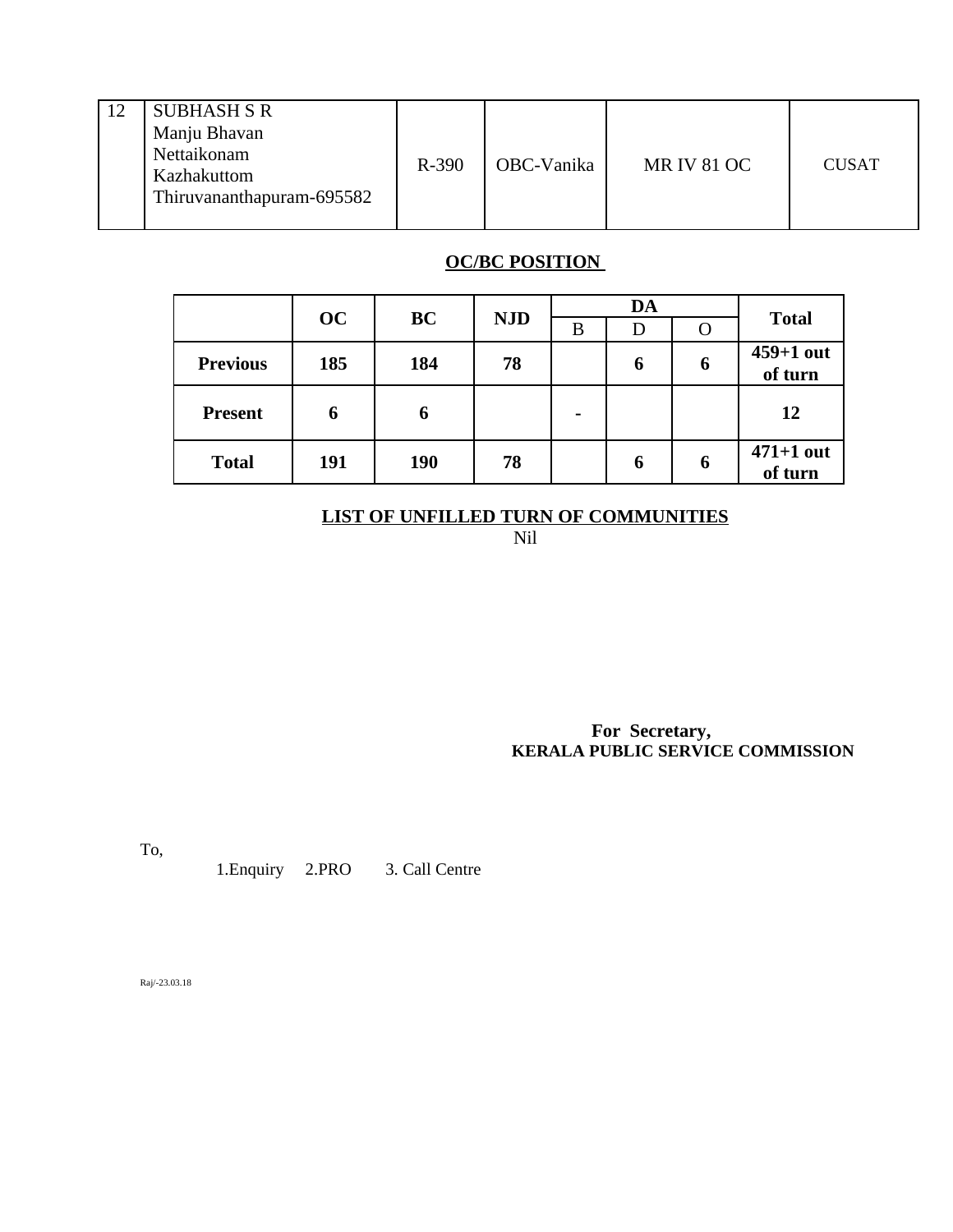| | | | | | |
|---|---|---|---|---|---|
| 12 | SUBHASH S R<br>Manju Bhavan<br>Nettaikonam<br>Kazhakuttom<br>Thiruvananthapuram-695582 | R-390 | OBC-Vanika | MR IV 81 OC | CUSAT |

**OC/BC POSITION**

| | OC | BC | NJD | DA | | | Total |
|---|---|---|---|---|---|---|---|
| | | | | B | D | O | |
| **Previous** | **185** | **184** | **78** | | **6** | **6** | **459+1 out of turn** |
| **Present** | **6** | **6** | | **-** | | | **12** |
| **Total** | **191** | **190** | **78** | | **6** | **6** | **471+1 out of turn** |

**LIST OF UNFILLED TURN OF COMMUNITIES**

Nil

**For Secretary,**
**KERALA PUBLIC SERVICE COMMISSION**

To,

1.Enquiry 2.PRO 3. Call Centre

Raj/-23.03.18